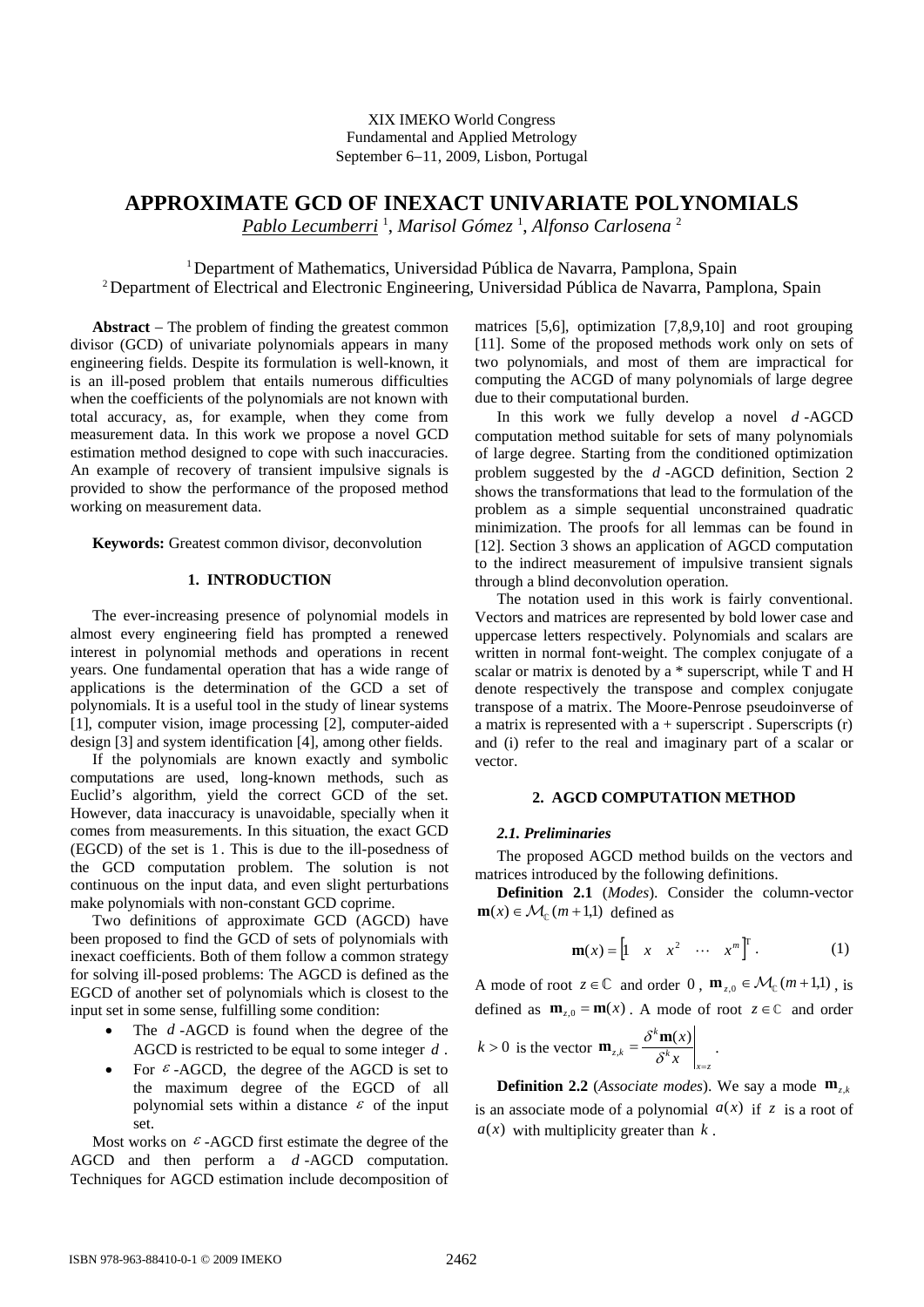XIX IMEKO World Congress
Fundamental and Applied Metrology
September 6–11, 2009, Lisbon, Portugal

# APPROXIMATE GCD OF INEXACT UNIVARIATE POLYNOMIALS

*Pablo Lecumberri* [1], *Marisol Gómez* [1], *Alfonso Carlosena* [2]

[1] Department of Mathematics, Universidad Pública de Navarra, Pamplona, Spain
[2] Department of Electrical and Electronic Engineering, Universidad Pública de Navarra, Pamplona, Spain

**Abstract** – The problem of finding the greatest common divisor (GCD) of univariate polynomials appears in many engineering fields. Despite its formulation is well-known, it is an ill-posed problem that entails numerous difficulties when the coefficients of the polynomials are not known with total accuracy, as, for example, when they come from measurement data. In this work we propose a novel GCD estimation method designed to cope with such inaccuracies. An example of recovery of transient impulsive signals is provided to show the performance of the proposed method working on measurement data.

**Keywords:** Greatest common divisor, deconvolution

## 1. INTRODUCTION

The ever-increasing presence of polynomial models in almost every engineering field has prompted a renewed interest in polynomial methods and operations in recent years. One fundamental operation that has a wide range of applications is the determination of the GCD a set of polynomials. It is a useful tool in the study of linear systems [1], computer vision, image processing [2], computer-aided design [3] and system identification [4], among other fields.

If the polynomials are known exactly and symbolic computations are used, long-known methods, such as Euclid's algorithm, yield the correct GCD of the set. However, data inaccuracy is unavoidable, specially when it comes from measurements. In this situation, the exact GCD (EGCD) of the set is $1$. This is due to the ill-posedness of the GCD computation problem. The solution is not continuous on the input data, and even slight perturbations make polynomials with non-constant GCD coprime.

Two definitions of approximate GCD (AGCD) have been proposed to find the GCD of sets of polynomials with inexact coefficients. Both of them follow a common strategy for solving ill-posed problems: The AGCD is defined as the EGCD of another set of polynomials which is closest to the input set in some sense, fulfilling some condition:

- The $d$-AGCD is found when the degree of the AGCD is restricted to be equal to some integer $d$.
- For $\varepsilon$-AGCD, the degree of the AGCD is set to the maximum degree of the EGCD of all polynomial sets within a distance $\varepsilon$ of the input set.

Most works on $\varepsilon$-AGCD first estimate the degree of the AGCD and then perform a $d$-AGCD computation. Techniques for AGCD estimation include decomposition of matrices [5,6], optimization [7,8,9,10] and root grouping [11]. Some of the proposed methods work only on sets of two polynomials, and most of them are impractical for computing the ACGD of many polynomials of large degree due to their computational burden.

In this work we fully develop a novel $d$-AGCD computation method suitable for sets of many polynomials of large degree. Starting from the conditioned optimization problem suggested by the $d$-AGCD definition, Section 2 shows the transformations that lead to the formulation of the problem as a simple sequential unconstrained quadratic minimization. The proofs for all lemmas can be found in [12]. Section 3 shows an application of AGCD computation to the indirect measurement of impulsive transient signals through a blind deconvolution operation.

The notation used in this work is fairly conventional. Vectors and matrices are represented by bold lower case and uppercase letters respectively. Polynomials and scalars are written in normal font-weight. The complex conjugate of a scalar or matrix is denoted by a * superscript, while T and H denote respectively the transpose and complex conjugate transpose of a matrix. The Moore-Penrose pseudoinverse of a matrix is represented with a + superscript . Superscripts (r) and (i) refer to the real and imaginary part of a scalar or vector.

## 2. AGCD COMPUTATION METHOD

### 2.1. Preliminaries

The proposed AGCD method builds on the vectors and matrices introduced by the following definitions.

**Definition 2.1** (*Modes*). Consider the column-vector $\mathbf{m}(x) \in \mathcal{M}_{\mathbb{C}}(m+1,1)$ defined as

$$\mathbf{m}(x) = \begin{bmatrix} 1 & x & x^2 & \cdots & x^m \end{bmatrix}^{\mathrm{T}}. \tag{1}$$

A mode of root $z \in \mathbb{C}$ and order $0$, $\mathbf{m}_{z,0} \in \mathcal{M}_{\mathbb{C}}(m+1,1)$, is defined as $\mathbf{m}_{z,0} = \mathbf{m}(x)$. A mode of root $z \in \mathbb{C}$ and order $k > 0$ is the vector $\mathbf{m}_{z,k} = \left.\dfrac{\delta^k \mathbf{m}(x)}{\delta^k x}\right|_{x=z}$.

**Definition 2.2** (*Associate modes*). We say a mode $\mathbf{m}_{z,k}$ is an associate mode of a polynomial $a(x)$ if $z$ is a root of $a(x)$ with multiplicity greater than $k$.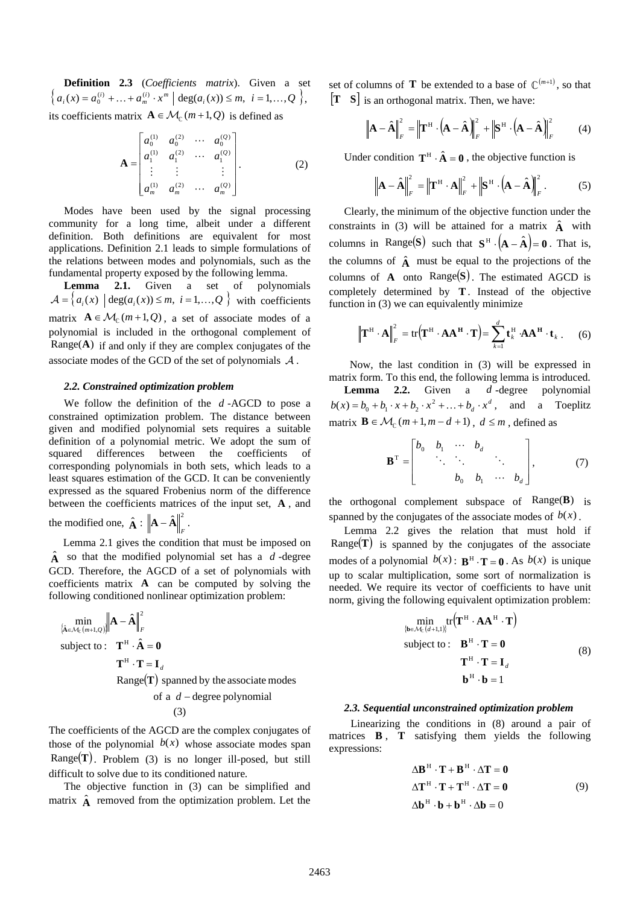**Definition 2.3** (*Coefficients matrix*). Given a set $\left\{ a_i(x) = a_0^{(i)} + \ldots + a_m^{(i)} \cdot x^m \;\middle|\; \deg(a_i(x)) \le m,\; i = 1,\ldots,Q \right\}$, its coefficients matrix $\mathbf{A} \in \mathcal{M}_{\mathbb{C}}(m+1, Q)$ is defined as

$$\mathbf{A} = \begin{bmatrix} a_0^{(1)} & a_0^{(2)} & \cdots & a_0^{(Q)} \\ a_1^{(1)} & a_1^{(2)} & \cdots & a_1^{(Q)} \\ \vdots & \vdots & & \vdots \\ a_m^{(1)} & a_m^{(2)} & \cdots & a_m^{(Q)} \end{bmatrix}. \tag{2}$$

Modes have been used by the signal processing community for a long time, albeit under a different definition. Both definitions are equivalent for most applications. Definition 2.1 leads to simple formulations of the relations between modes and polynomials, such as the fundamental property exposed by the following lemma.

**Lemma 2.1.** Given a set of polynomials $\mathcal{A} = \left\{ a_i(x) \;\middle|\; \deg(a_i(x)) \le m,\; i = 1,\ldots,Q \right\}$ with coefficients matrix $\mathbf{A} \in \mathcal{M}_{\mathbb{C}}(m+1, Q)$, a set of associate modes of a polynomial is included in the orthogonal complement of $\mathrm{Range}(\mathbf{A})$ if and only if they are complex conjugates of the associate modes of the GCD of the set of polynomials $\mathcal{A}$.

### 2.2. Constrained optimization problem

We follow the definition of the $d$-AGCD to pose a constrained optimization problem. The distance between given and modified polynomial sets requires a suitable definition of a polynomial metric. We adopt the sum of squared differences between the coefficients of corresponding polynomials in both sets, which leads to a least squares estimation of the GCD. It can be conveniently expressed as the squared Frobenius norm of the difference between the coefficients matrices of the input set, $\mathbf{A}$, and the modified one, $\hat{\mathbf{A}}$: $\left\| \mathbf{A} - \hat{\mathbf{A}} \right\|_F^2$.

Lemma 2.1 gives the condition that must be imposed on $\hat{\mathbf{A}}$ so that the modified polynomial set has a $d$-degree GCD. Therefore, the AGCD of a set of polynomials with coefficients matrix $\mathbf{A}$ can be computed by solving the following conditioned nonlinear optimization problem:

$$\begin{aligned} &\min_{\{\hat{\mathbf{A}} \in \mathcal{M}_{\mathbb{C}}(m+1,Q)\}} \left\| \mathbf{A} - \hat{\mathbf{A}} \right\|_F^2 \\ &\text{subject to:} \quad \mathbf{T}^{\mathrm{H}} \cdot \hat{\mathbf{A}} = \mathbf{0} \\ &\qquad\qquad\quad \mathbf{T}^{\mathrm{H}} \cdot \mathbf{T} = \mathbf{I}_d \\ &\qquad\qquad\quad \mathrm{Range}(\mathbf{T}) \text{ spanned by the associate modes} \\ &\qquad\qquad\qquad \text{of a } d-\text{degree polynomial} \end{aligned} \tag{3}$$

The coefficients of the AGCD are the complex conjugates of those of the polynomial $b(x)$ whose associate modes span $\mathrm{Range}(\mathbf{T})$. Problem (3) is no longer ill-posed, but still difficult to solve due to its conditioned nature.

The objective function in (3) can be simplified and matrix $\hat{\mathbf{A}}$ removed from the optimization problem. Let the set of columns of $\mathbf{T}$ be extended to a base of $\mathbb{C}^{(m+1)}$, so that $[\mathbf{T} \quad \mathbf{S}]$ is an orthogonal matrix. Then, we have:

$$\left\| \mathbf{A} - \hat{\mathbf{A}} \right\|_F^2 = \left\| \mathbf{T}^{\mathrm{H}} \cdot \left( \mathbf{A} - \hat{\mathbf{A}} \right) \right\|_F^2 + \left\| \mathbf{S}^{\mathrm{H}} \cdot \left( \mathbf{A} - \hat{\mathbf{A}} \right) \right\|_F^2 \tag{4}$$

Under condition $\mathbf{T}^{\mathrm{H}} \cdot \hat{\mathbf{A}} = \mathbf{0}$, the objective function is

$$\left\| \mathbf{A} - \hat{\mathbf{A}} \right\|_F^2 = \left\| \mathbf{T}^{\mathrm{H}} \cdot \mathbf{A} \right\|_F^2 + \left\| \mathbf{S}^{\mathrm{H}} \cdot \left( \mathbf{A} - \hat{\mathbf{A}} \right) \right\|_F^2. \tag{5}$$

Clearly, the minimum of the objective function under the constraints in (3) will be attained for a matrix $\hat{\mathbf{A}}$ with columns in $\mathrm{Range}(\mathbf{S})$ such that $\mathbf{S}^{\mathrm{H}} \cdot \left( \mathbf{A} - \hat{\mathbf{A}} \right) = \mathbf{0}$. That is, the columns of $\hat{\mathbf{A}}$ must be equal to the projections of the columns of $\mathbf{A}$ onto $\mathrm{Range}(\mathbf{S})$. The estimated AGCD is completely determined by $\mathbf{T}$. Instead of the objective function in (3) we can equivalently minimize

$$\left\| \mathbf{T}^{\mathrm{H}} \cdot \mathbf{A} \right\|_F^2 = \mathrm{tr}\left( \mathbf{T}^{\mathrm{H}} \cdot \mathbf{A}\mathbf{A}^{\mathrm{H}} \cdot \mathbf{T} \right) = \sum_{k=1}^{d} \mathbf{t}_k^{\mathrm{H}} \cdot \mathbf{A}\mathbf{A}^{\mathrm{H}} \cdot \mathbf{t}_k. \tag{6}$$

Now, the last condition in (3) will be expressed in matrix form. To this end, the following lemma is introduced.

**Lemma 2.2.** Given a $d$-degree polynomial $b(x) = b_0 + b_1 \cdot x + b_2 \cdot x^2 + \ldots + b_d \cdot x^d$, and a Toeplitz matrix $\mathbf{B} \in \mathcal{M}_{\mathbb{C}}(m+1, m-d+1)$, $d \le m$, defined as

$$\mathbf{B}^{\mathrm{T}} = \begin{bmatrix} b_0 & b_1 & \cdots & b_d & & \\ & \ddots & \ddots & & \ddots & \\ & & b_0 & b_1 & \cdots & b_d \end{bmatrix}, \tag{7}$$

the orthogonal complement subspace of $\mathrm{Range}(\mathbf{B})$ is spanned by the conjugates of the associate modes of $b(x)$.

Lemma 2.2 gives the relation that must hold if $\mathrm{Range}(\mathbf{T})$ is spanned by the conjugates of the associate modes of a polynomial $b(x)$: $\mathbf{B}^{\mathrm{H}} \cdot \mathbf{T} = \mathbf{0}$. As $b(x)$ is unique up to scalar multiplication, some sort of normalization is needed. We require its vector of coefficients to have unit norm, giving the following equivalent optimization problem:

$$\begin{aligned} &\min_{\{\mathbf{b} \in \mathcal{M}_{\mathbb{C}}(d+1,1)\}} \mathrm{tr}\left( \mathbf{T}^{\mathrm{H}} \cdot \mathbf{A}\mathbf{A}^{\mathrm{H}} \cdot \mathbf{T} \right) \\ &\text{subject to:} \quad \mathbf{B}^{\mathrm{H}} \cdot \mathbf{T} = \mathbf{0} \\ &\qquad\qquad\quad \mathbf{T}^{\mathrm{H}} \cdot \mathbf{T} = \mathbf{I}_d \\ &\qquad\qquad\quad \mathbf{b}^{\mathrm{H}} \cdot \mathbf{b} = 1 \end{aligned} \tag{8}$$

### 2.3. Sequential unconstrained optimization problem

Linearizing the conditions in (8) around a pair of matrices $\mathbf{B}$, $\mathbf{T}$ satisfying them yields the following expressions:

$$\begin{aligned} \Delta\mathbf{B}^{\mathrm{H}} \cdot \mathbf{T} + \mathbf{B}^{\mathrm{H}} \cdot \Delta\mathbf{T} &= \mathbf{0} \\ \Delta\mathbf{T}^{\mathrm{H}} \cdot \mathbf{T} + \mathbf{T}^{\mathrm{H}} \cdot \Delta\mathbf{T} &= \mathbf{0} \\ \Delta\mathbf{b}^{\mathrm{H}} \cdot \mathbf{b} + \mathbf{b}^{\mathrm{H}} \cdot \Delta\mathbf{b} &= 0 \end{aligned} \tag{9}$$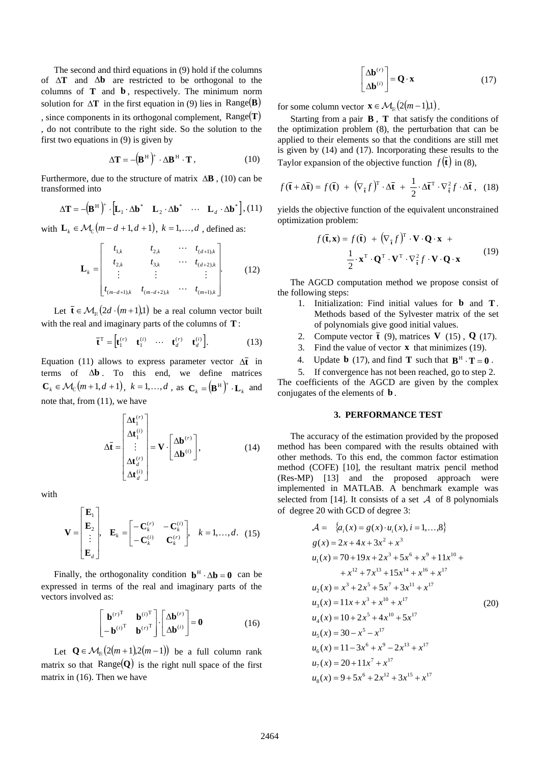The second and third equations in (9) hold if the columns of $\Delta\mathbf{T}$ and $\Delta\mathbf{b}$ are restricted to be orthogonal to the columns of $\mathbf{T}$ and $\mathbf{b}$, respectively. The minimum norm solution for $\Delta\mathbf{T}$ in the first equation in (9) lies in $\text{Range}(\mathbf{B})$, since components in its orthogonal complement, $\text{Range}(\mathbf{T})$, do not contribute to the right side. So the solution to the first two equations in (9) is given by

$$\Delta\mathbf{T} = -\left(\mathbf{B}^{\mathrm{H}}\right)^{+} \cdot \Delta\mathbf{B}^{\mathrm{H}} \cdot \mathbf{T}, \tag{10}$$

Furthermore, due to the structure of matrix $\Delta\mathbf{B}$, (10) can be transformed into

$$\Delta\mathbf{T} = -\left(\mathbf{B}^{\mathrm{H}}\right)^{+} \cdot \left[\mathbf{L}_1 \cdot \Delta\mathbf{b}^* \quad \mathbf{L}_2 \cdot \Delta\mathbf{b}^* \quad \cdots \quad \mathbf{L}_d \cdot \Delta\mathbf{b}^*\right], \tag{11}$$

with $\mathbf{L}_k \in \mathcal{M}_{\mathbb{C}}(m-d+1, d+1)$, $k = 1,\ldots,d$, defined as:

$$\mathbf{L}_k = \begin{bmatrix} t_{1,k} & t_{2,k} & \cdots & t_{(d+1),k} \\ t_{2,k} & t_{3,k} & \cdots & t_{(d+2),k} \\ \vdots & \vdots & & \vdots \\ t_{(m-d+1),k} & t_{(m-d+2),k} & \cdots & t_{(m+1),k} \end{bmatrix}. \tag{12}$$

Let $\bar{\mathbf{t}} \in \mathcal{M}_{\mathbb{R}}(2d\cdot(m+1),1)$ be a real column vector built with the real and imaginary parts of the columns of $\mathbf{T}$:

$$\bar{\mathbf{t}}^{\mathrm{T}} = \left[\mathbf{t}_1^{(r)} \quad \mathbf{t}_1^{(i)} \quad \cdots \quad \mathbf{t}_d^{(r)} \quad \mathbf{t}_d^{(i)}\right]. \tag{13}$$

Equation (11) allows to express parameter vector $\Delta\bar{\mathbf{t}}$ in terms of $\Delta\mathbf{b}$. To this end, we define matrices $\mathbf{C}_k \in \mathcal{M}_{\mathbb{C}}(m+1, d+1)$, $k = 1,\ldots,d$, as $\mathbf{C}_k = \left(\mathbf{B}^{\mathrm{H}}\right)^{+} \cdot \mathbf{L}_k$ and note that, from (11), we have

$$\Delta\bar{\mathbf{t}} = \begin{bmatrix} \Delta\mathbf{t}_1^{(r)} \\ \Delta\mathbf{t}_1^{(i)} \\ \vdots \\ \Delta\mathbf{t}_d^{(r)} \\ \Delta\mathbf{t}_d^{(i)} \end{bmatrix} = \mathbf{V} \cdot \begin{bmatrix} \Delta\mathbf{b}^{(r)} \\ \Delta\mathbf{b}^{(i)} \end{bmatrix}, \tag{14}$$

with

$$\mathbf{V} = \begin{bmatrix} \mathbf{E}_1 \\ \mathbf{E}_2 \\ \vdots \\ \mathbf{E}_d \end{bmatrix}, \quad \mathbf{E}_k = \begin{bmatrix} -\mathbf{C}_k^{(r)} & -\mathbf{C}_k^{(i)} \\ -\mathbf{C}_k^{(i)} & \mathbf{C}_k^{(r)} \end{bmatrix}, \quad k = 1,\ldots,d. \tag{15}$$

Finally, the orthogonality condition $\mathbf{b}^{\mathrm{H}} \cdot \Delta\mathbf{b} = \mathbf{0}$ can be expressed in terms of the real and imaginary parts of the vectors involved as:

$$\begin{bmatrix} \mathbf{b}^{(r)\mathrm{T}} & \mathbf{b}^{(i)\mathrm{T}} \\ -\mathbf{b}^{(i)\mathrm{T}} & \mathbf{b}^{(r)\mathrm{T}} \end{bmatrix} \cdot \begin{bmatrix} \Delta\mathbf{b}^{(r)} \\ \Delta\mathbf{b}^{(i)} \end{bmatrix} = \mathbf{0} \tag{16}$$

Let $\mathbf{Q} \in \mathcal{M}_{\mathbb{R}}(2(m+1), 2(m-1))$ be a full column rank matrix so that $\text{Range}(\mathbf{Q})$ is the right null space of the first matrix in (16). Then we have

$$\begin{bmatrix} \Delta\mathbf{b}^{(r)} \\ \Delta\mathbf{b}^{(i)} \end{bmatrix} = \mathbf{Q} \cdot \mathbf{x} \tag{17}$$

for some column vector $\mathbf{x} \in \mathcal{M}_{\mathbb{R}}(2(m-1),1)$.

Starting from a pair $\mathbf{B}$, $\mathbf{T}$ that satisfy the conditions of the optimization problem (8), the perturbation that can be applied to their elements so that the conditions are still met is given by (14) and (17). Incorporating these results to the Taylor expansion of the objective function $f(\bar{\mathbf{t}})$ in (8),

$$f(\bar{\mathbf{t}} + \Delta\bar{\mathbf{t}}) = f(\bar{\mathbf{t}}) + \left(\nabla_{\bar{\mathbf{t}}} f\right)^{\mathrm{T}} \cdot \Delta\bar{\mathbf{t}} + \frac{1}{2} \cdot \Delta\bar{\mathbf{t}}^{\mathrm{T}} \cdot \nabla_{\bar{\mathbf{t}}}^2 f \cdot \Delta\bar{\mathbf{t}}, \tag{18}$$

yields the objective function of the equivalent unconstrained optimization problem:

$$\begin{aligned} f(\bar{\mathbf{t}}, \mathbf{x}) = f(\bar{\mathbf{t}}) + \left(\nabla_{\bar{\mathbf{t}}} f\right)^{\mathrm{T}} \cdot \mathbf{V} \cdot \mathbf{Q} \cdot \mathbf{x} + \\ \frac{1}{2} \cdot \mathbf{x}^{\mathrm{T}} \cdot \mathbf{Q}^{\mathrm{T}} \cdot \mathbf{V}^{\mathrm{T}} \cdot \nabla_{\bar{\mathbf{t}}}^2 f \cdot \mathbf{V} \cdot \mathbf{Q} \cdot \mathbf{x} \end{aligned} \tag{19}$$

The AGCD computation method we propose consist of the following steps:

1. Initialization: Find initial values for $\mathbf{b}$ and $\mathbf{T}$. Methods based of the Sylvester matrix of the set of polynomials give good initial values.
2. Compute vector $\bar{\mathbf{t}}$ (9), matrices $\mathbf{V}$ (15), $\mathbf{Q}$ (17).
3. Find the value of vector $\mathbf{x}$ that minimizes (19).
4. Update $\mathbf{b}$ (17), and find $\mathbf{T}$ such that $\mathbf{B}^{\mathrm{H}} \cdot \mathbf{T} = \mathbf{0}$.
5. If convergence has not been reached, go to step 2.

The coefficients of the AGCD are given by the complex conjugates of the elements of $\mathbf{b}$.

## 3. PERFORMANCE TEST

The accuracy of the estimation provided by the proposed method has been compared with the results obtained with other methods. To this end, the common factor estimation method (COFE) [10], the resultant matrix pencil method (Res-MP) [13] and the proposed approach were implemented in MATLAB. A benchmark example was selected from [14]. It consists of a set $\mathcal{A}$ of 8 polynomials of degree 20 with GCD of degree 3:

$$\begin{aligned} \mathcal{A} &= \{a_i(x) = g(x)\cdot u_i(x), i = 1,\ldots,8\} \\ g(x) &= 2x + 4x + 3x^2 + x^3 \\ u_1(x) &= 70 + 19x + 2x^3 + 5x^6 + x^9 + 11x^{10} + \\ &\quad + x^{12} + 7x^{13} + 15x^{14} + x^{16} + x^{17} \\ u_2(x) &= x^3 + 2x^5 + 5x^7 + 3x^{11} + x^{17} \\ u_3(x) &= 11x + x^3 + x^{10} + x^{17} \\ u_4(x) &= 10 + 2x^5 + 4x^{10} + 5x^{17} \\ u_5(x) &= 30 - x^5 - x^{17} \\ u_6(x) &= 11 - 3x^6 + x^9 - 2x^{13} + x^{17} \\ u_7(x) &= 20 + 11x^7 + x^{17} \\ u_8(x) &= 9 + 5x^6 + 2x^{12} + 3x^{15} + x^{17} \end{aligned} \tag{20}$$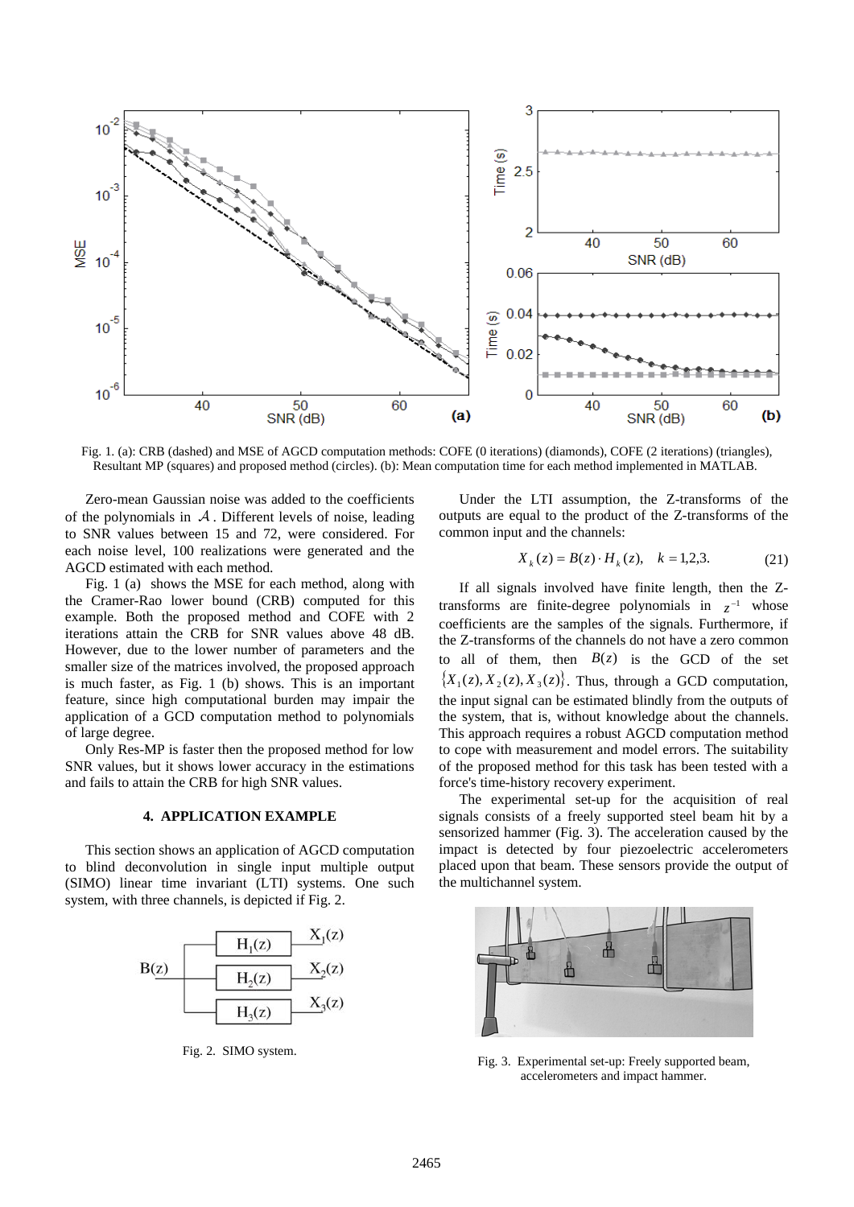Fig. 1. (a): CRB (dashed) and MSE of AGCD computation methods: COFE (0 iterations) (diamonds), COFE (2 iterations) (triangles), Resultant MP (squares) and proposed method (circles). (b): Mean computation time for each method implemented in MATLAB.

Zero-mean Gaussian noise was added to the coefficients of the polynomials in $\mathcal{A}$. Different levels of noise, leading to SNR values between 15 and 72, were considered. For each noise level, 100 realizations were generated and the AGCD estimated with each method.

Fig. 1 (a) shows the MSE for each method, along with the Cramer-Rao lower bound (CRB) computed for this example. Both the proposed method and COFE with 2 iterations attain the CRB for SNR values above 48 dB. However, due to the lower number of parameters and the smaller size of the matrices involved, the proposed approach is much faster, as Fig. 1 (b) shows. This is an important feature, since high computational burden may impair the application of a GCD computation method to polynomials of large degree.

Only Res-MP is faster then the proposed method for low SNR values, but it shows lower accuracy in the estimations and fails to attain the CRB for high SNR values.

## 4. APPLICATION EXAMPLE

This section shows an application of AGCD computation to blind deconvolution in single input multiple output (SIMO) linear time invariant (LTI) systems. One such system, with three channels, is depicted if Fig. 2.

Fig. 2. SIMO system.

Under the LTI assumption, the Z-transforms of the outputs are equal to the product of the Z-transforms of the common input and the channels:

$$X_k(z) = B(z) \cdot H_k(z), \quad k = 1,2,3. \tag{21}$$

If all signals involved have finite length, then the Z-transforms are finite-degree polynomials in $z^{-1}$ whose coefficients are the samples of the signals. Furthermore, if the Z-transforms of the channels do not have a zero common to all of them, then $B(z)$ is the GCD of the set $\{X_1(z), X_2(z), X_3(z)\}$. Thus, through a GCD computation, the input signal can be estimated blindly from the outputs of the system, that is, without knowledge about the channels. This approach requires a robust AGCD computation method to cope with measurement and model errors. The suitability of the proposed method for this task has been tested with a force's time-history recovery experiment.

The experimental set-up for the acquisition of real signals consists of a freely supported steel beam hit by a sensorized hammer (Fig. 3). The acceleration caused by the impact is detected by four piezoelectric accelerometers placed upon that beam. These sensors provide the output of the multichannel system.

Fig. 3. Experimental set-up: Freely supported beam, accelerometers and impact hammer.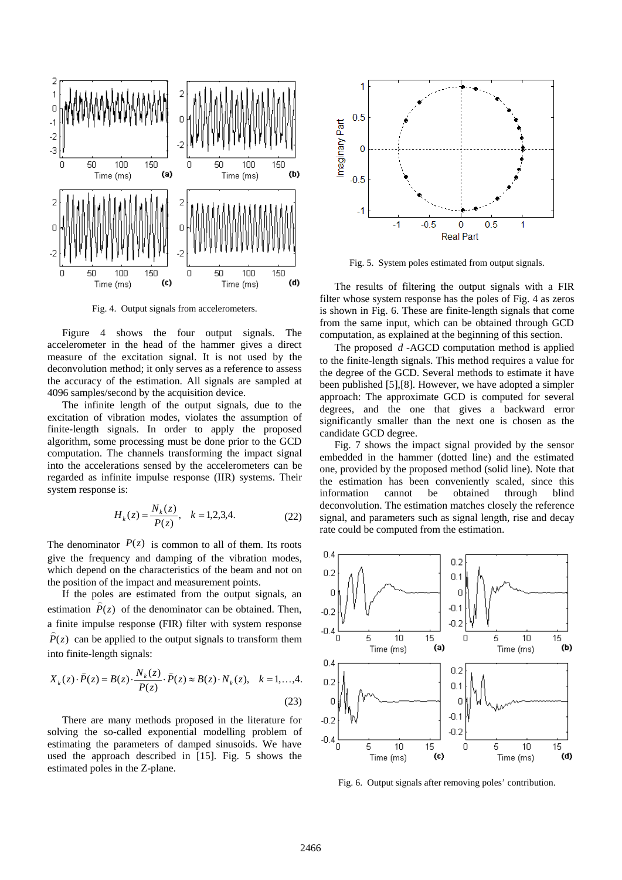Fig. 4. Output signals from accelerometers.

Figure 4 shows the four output signals. The accelerometer in the head of the hammer gives a direct measure of the excitation signal. It is not used by the deconvolution method; it only serves as a reference to assess the accuracy of the estimation. All signals are sampled at 4096 samples/second by the acquisition device.

The infinite length of the output signals, due to the excitation of vibration modes, violates the assumption of finite-length signals. In order to apply the proposed algorithm, some processing must be done prior to the GCD computation. The channels transforming the impact signal into the accelerations sensed by the accelerometers can be regarded as infinite impulse response (IIR) systems. Their system response is:

$$H_k(z) = \frac{N_k(z)}{P(z)}, \quad k = 1,2,3,4. \tag{22}$$

The denominator $P(z)$ is common to all of them. Its roots give the frequency and damping of the vibration modes, which depend on the characteristics of the beam and not on the position of the impact and measurement points.

If the poles are estimated from the output signals, an estimation $\bar{P}(z)$ of the denominator can be obtained. Then, a finite impulse response (FIR) filter with system response $\bar{P}(z)$ can be applied to the output signals to transform them into finite-length signals:

$$X_k(z) \cdot \bar{P}(z) = B(z) \cdot \frac{N_k(z)}{P(z)} \cdot \bar{P}(z) \approx B(z) \cdot N_k(z), \quad k = 1,\ldots,4. \tag{23}$$

There are many methods proposed in the literature for solving the so-called exponential modelling problem of estimating the parameters of damped sinusoids. We have used the approach described in [15]. Fig. 5 shows the estimated poles in the Z-plane.

Fig. 5. System poles estimated from output signals.

The results of filtering the output signals with a FIR filter whose system response has the poles of Fig. 4 as zeros is shown in Fig. 6. These are finite-length signals that come from the same input, which can be obtained through GCD computation, as explained at the beginning of this section.

The proposed $d$-AGCD computation method is applied to the finite-length signals. This method requires a value for the degree of the GCD. Several methods to estimate it have been published [5],[8]. However, we have adopted a simpler approach: The approximate GCD is computed for several degrees, and the one that gives a backward error significantly smaller than the next one is chosen as the candidate GCD degree.

Fig. 7 shows the impact signal provided by the sensor embedded in the hammer (dotted line) and the estimated one, provided by the proposed method (solid line). Note that the estimation has been conveniently scaled, since this information cannot be obtained through blind deconvolution. The estimation matches closely the reference signal, and parameters such as signal length, rise and decay rate could be computed from the estimation.

Fig. 6. Output signals after removing poles' contribution.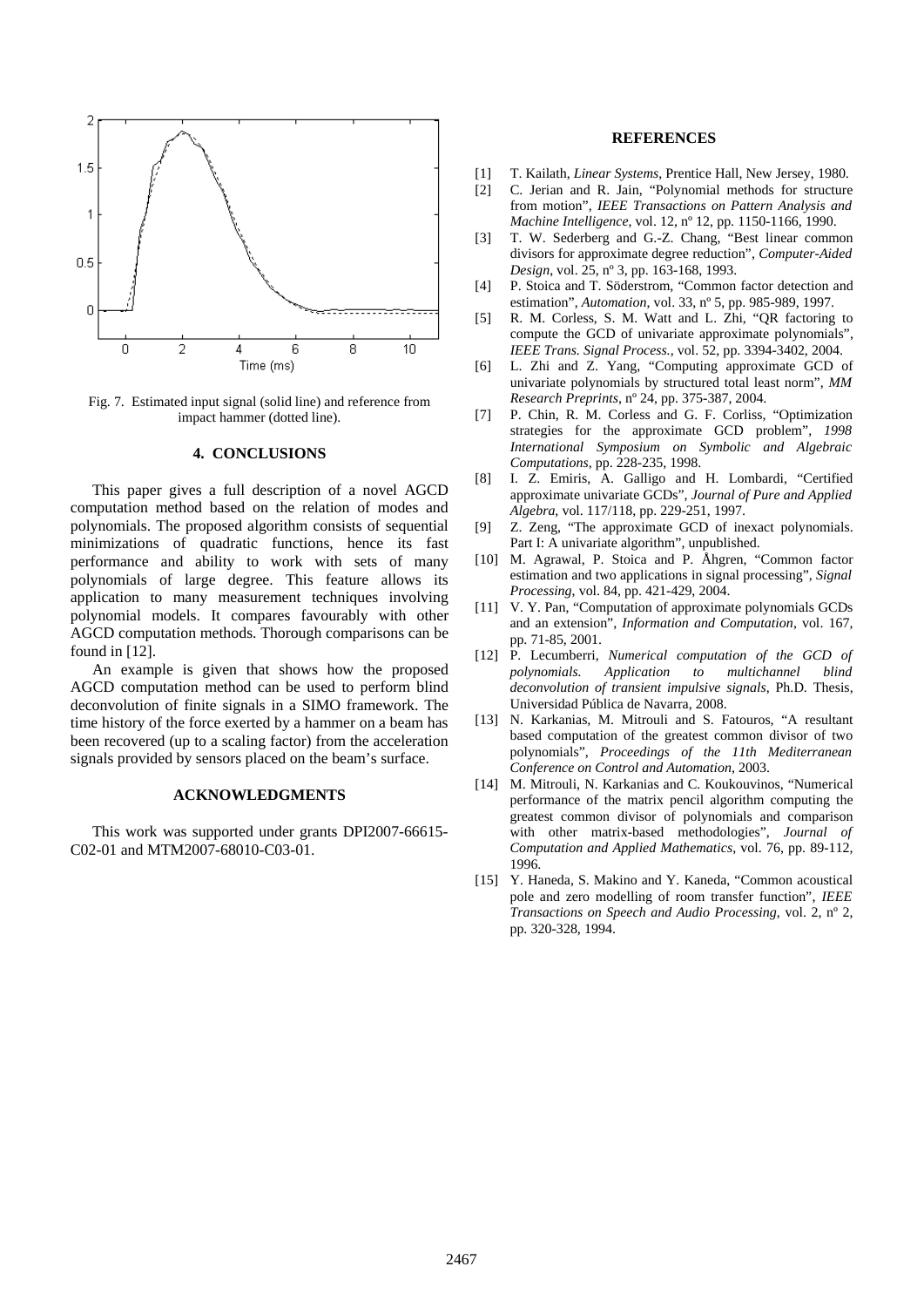2

1.5

1

0.5

0

0 2 4 6 8 10

Time (ms)

Fig. 7. Estimated input signal (solid line) and reference from impact hammer (dotted line).

## 4. CONCLUSIONS

This paper gives a full description of a novel AGCD computation method based on the relation of modes and polynomials. The proposed algorithm consists of sequential minimizations of quadratic functions, hence its fast performance and ability to work with sets of many polynomials of large degree. This feature allows its application to many measurement techniques involving polynomial models. It compares favourably with other AGCD computation methods. Thorough comparisons can be found in [12].

An example is given that shows how the proposed AGCD computation method can be used to perform blind deconvolution of finite signals in a SIMO framework. The time history of the force exerted by a hammer on a beam has been recovered (up to a scaling factor) from the acceleration signals provided by sensors placed on the beam's surface.

## ACKNOWLEDGMENTS

This work was supported under grants DPI2007-66615-C02-01 and MTM2007-68010-C03-01.

## REFERENCES

[1] T. Kailath, *Linear Systems*, Prentice Hall, New Jersey, 1980.

[2] C. Jerian and R. Jain, "Polynomial methods for structure from motion", *IEEE Transactions on Pattern Analysis and Machine Intelligence*, vol. 12, nº 12, pp. 1150-1166, 1990.

[3] T. W. Sederberg and G.-Z. Chang, "Best linear common divisors for approximate degree reduction", *Computer-Aided Design*, vol. 25, nº 3, pp. 163-168, 1993.

[4] P. Stoica and T. Söderstrom, "Common factor detection and estimation", *Automation*, vol. 33, nº 5, pp. 985-989, 1997.

[5] R. M. Corless, S. M. Watt and L. Zhi, "QR factoring to compute the GCD of univariate approximate polynomials", *IEEE Trans. Signal Process.*, vol. 52, pp. 3394-3402, 2004.

[6] L. Zhi and Z. Yang, "Computing approximate GCD of univariate polynomials by structured total least norm", *MM Research Preprints*, nº 24, pp. 375-387, 2004.

[7] P. Chin, R. M. Corless and G. F. Corliss, "Optimization strategies for the approximate GCD problem", *1998 International Symposium on Symbolic and Algebraic Computations*, pp. 228-235, 1998.

[8] I. Z. Emiris, A. Galligo and H. Lombardi, "Certified approximate univariate GCDs", *Journal of Pure and Applied Algebra*, vol. 117/118, pp. 229-251, 1997.

[9] Z. Zeng, "The approximate GCD of inexact polynomials. Part I: A univariate algorithm", unpublished.

[10] M. Agrawal, P. Stoica and P. Åhgren, "Common factor estimation and two applications in signal processing", *Signal Processing*, vol. 84, pp. 421-429, 2004.

[11] V. Y. Pan, "Computation of approximate polynomials GCDs and an extension", *Information and Computation*, vol. 167, pp. 71-85, 2001.

[12] P. Lecumberri, *Numerical computation of the GCD of polynomials. Application to multichannel blind deconvolution of transient impulsive signals*, Ph.D. Thesis, Universidad Pública de Navarra, 2008.

[13] N. Karkanias, M. Mitrouli and S. Fatouros, "A resultant based computation of the greatest common divisor of two polynomials", *Proceedings of the 11th Mediterranean Conference on Control and Automation*, 2003.

[14] M. Mitrouli, N. Karkanias and C. Koukouvinos, "Numerical performance of the matrix pencil algorithm computing the greatest common divisor of polynomials and comparison with other matrix-based methodologies", *Journal of Computation and Applied Mathematics*, vol. 76, pp. 89-112, 1996.

[15] Y. Haneda, S. Makino and Y. Kaneda, "Common acoustical pole and zero modelling of room transfer function", *IEEE Transactions on Speech and Audio Processing*, vol. 2, nº 2, pp. 320-328, 1994.